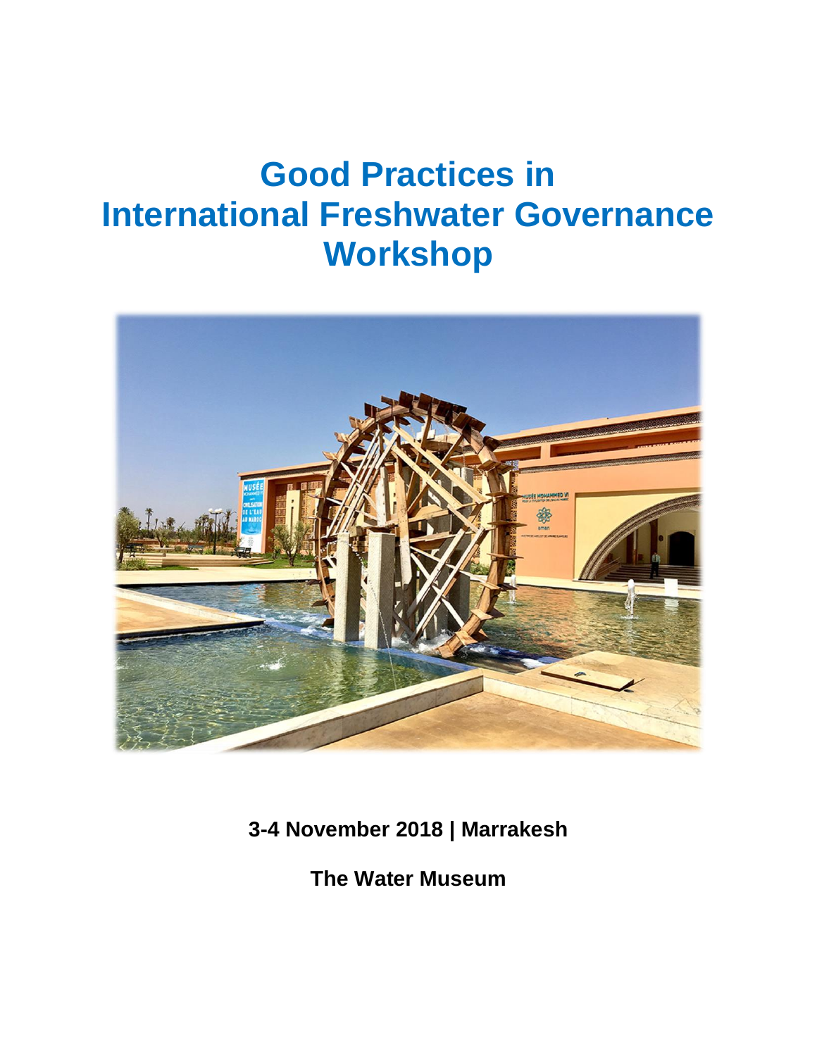# Good Practices in International Freshwater Governance Workshop

**3-4 November 2018 | Marrakesh**

**The Water Museum**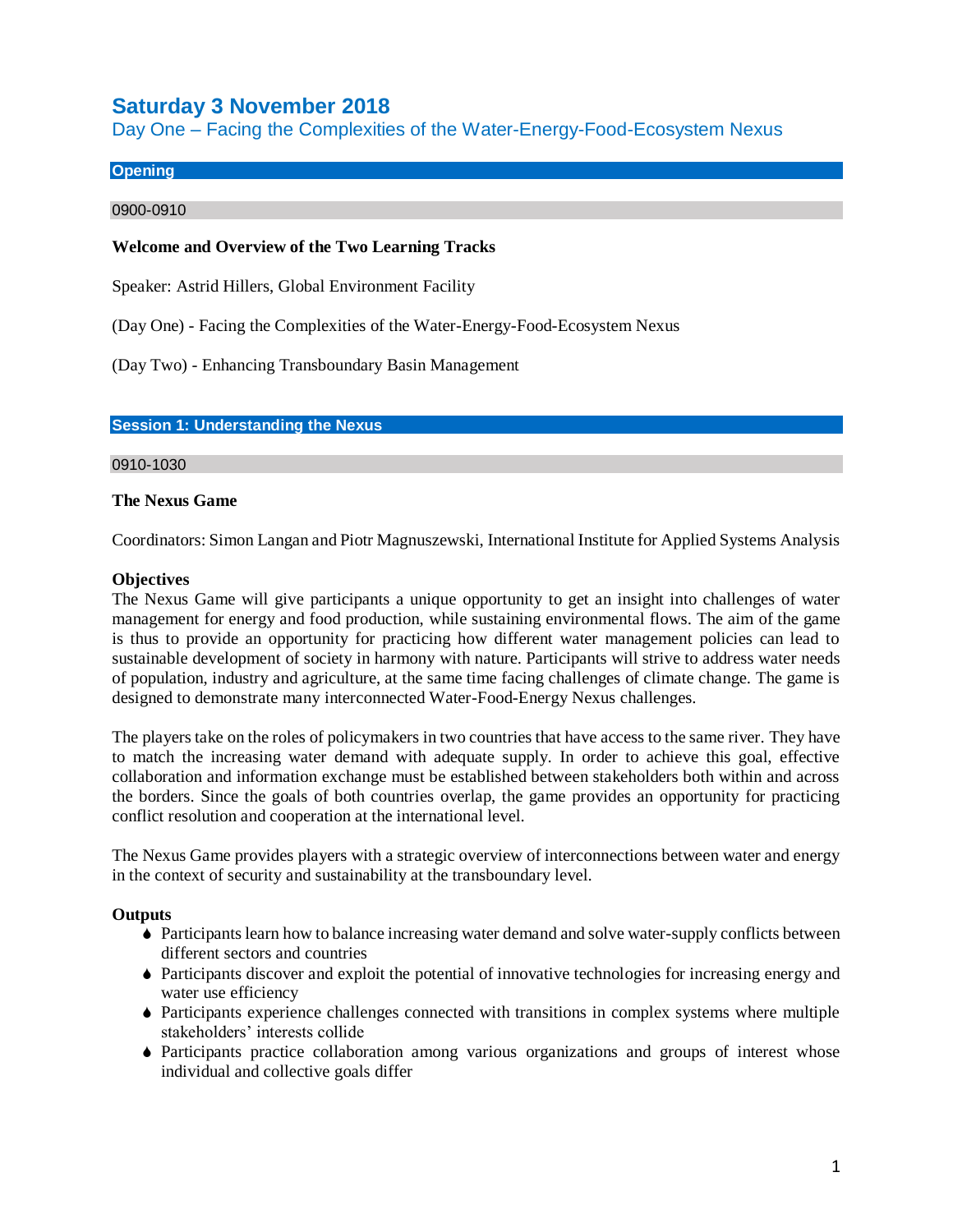# Saturday 3 November 2018

## Day One – Facing the Complexities of the Water-Energy-Food-Ecosystem Nexus

### Opening

0900-0910

**Welcome and Overview of the Two Learning Tracks**

Speaker: Astrid Hillers, Global Environment Facility

(Day One) - Facing the Complexities of the Water-Energy-Food-Ecosystem Nexus

(Day Two) - Enhancing Transboundary Basin Management

### Session 1: Understanding the Nexus

0910-1030

**The Nexus Game**

Coordinators: Simon Langan and Piotr Magnuszewski, International Institute for Applied Systems Analysis

**Objectives**

The Nexus Game will give participants a unique opportunity to get an insight into challenges of water management for energy and food production, while sustaining environmental flows. The aim of the game is thus to provide an opportunity for practicing how different water management policies can lead to sustainable development of society in harmony with nature. Participants will strive to address water needs of population, industry and agriculture, at the same time facing challenges of climate change. The game is designed to demonstrate many interconnected Water-Food-Energy Nexus challenges.

The players take on the roles of policymakers in two countries that have access to the same river. They have to match the increasing water demand with adequate supply. In order to achieve this goal, effective collaboration and information exchange must be established between stakeholders both within and across the borders. Since the goals of both countries overlap, the game provides an opportunity for practicing conflict resolution and cooperation at the international level.

The Nexus Game provides players with a strategic overview of interconnections between water and energy in the context of security and sustainability at the transboundary level.

**Outputs**

- Participants learn how to balance increasing water demand and solve water-supply conflicts between different sectors and countries
- Participants discover and exploit the potential of innovative technologies for increasing energy and water use efficiency
- Participants experience challenges connected with transitions in complex systems where multiple stakeholders' interests collide
- Participants practice collaboration among various organizations and groups of interest whose individual and collective goals differ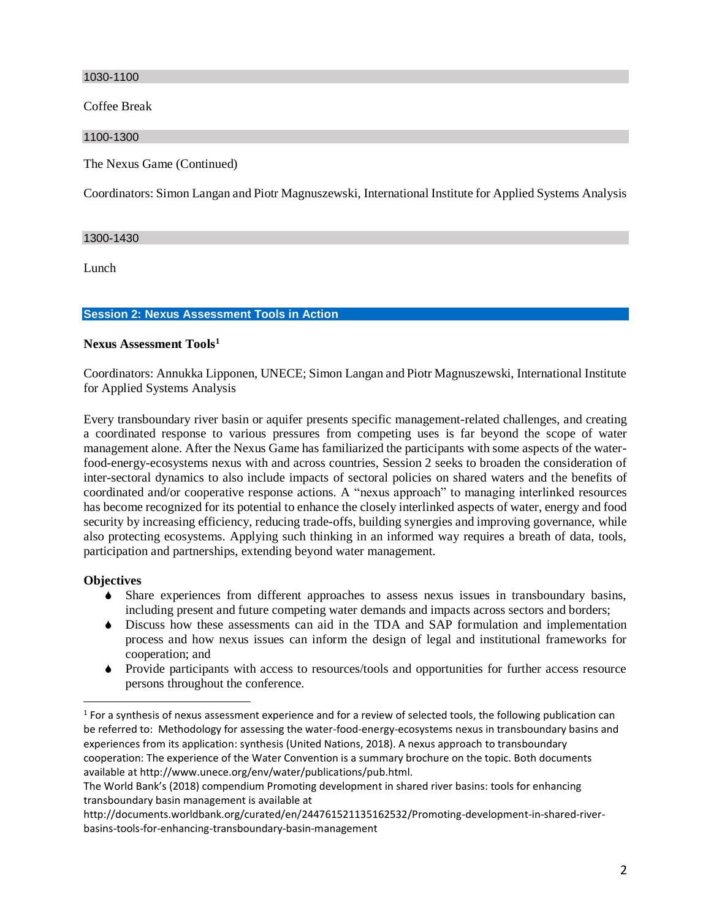1030-1100

Coffee Break

1100-1300

The Nexus Game (Continued)

Coordinators: Simon Langan and Piotr Magnuszewski, International Institute for Applied Systems Analysis

1300-1430

Lunch

## Session 2: Nexus Assessment Tools in Action

### Nexus Assessment Tools[1]

Coordinators: Annukka Lipponen, UNECE; Simon Langan and Piotr Magnuszewski, International Institute for Applied Systems Analysis

Every transboundary river basin or aquifer presents specific management-related challenges, and creating a coordinated response to various pressures from competing uses is far beyond the scope of water management alone. After the Nexus Game has familiarized the participants with some aspects of the water-food-energy-ecosystems nexus with and across countries, Session 2 seeks to broaden the consideration of inter-sectoral dynamics to also include impacts of sectoral policies on shared waters and the benefits of coordinated and/or cooperative response actions. A "nexus approach" to managing interlinked resources has become recognized for its potential to enhance the closely interlinked aspects of water, energy and food security by increasing efficiency, reducing trade-offs, building synergies and improving governance, while also protecting ecosystems. Applying such thinking in an informed way requires a breath of data, tools, participation and partnerships, extending beyond water management.

**Objectives**

- Share experiences from different approaches to assess nexus issues in transboundary basins, including present and future competing water demands and impacts across sectors and borders;
- Discuss how these assessments can aid in the TDA and SAP formulation and implementation process and how nexus issues can inform the design of legal and institutional frameworks for cooperation; and
- Provide participants with access to resources/tools and opportunities for further access resource persons throughout the conference.

---

[1] For a synthesis of nexus assessment experience and for a review of selected tools, the following publication can be referred to: Methodology for assessing the water-food-energy-ecosystems nexus in transboundary basins and experiences from its application: synthesis (United Nations, 2018). A nexus approach to transboundary cooperation: The experience of the Water Convention is a summary brochure on the topic. Both documents available at http://www.unece.org/env/water/publications/pub.html.
The World Bank's (2018) compendium Promoting development in shared river basins: tools for enhancing transboundary basin management is available at http://documents.worldbank.org/curated/en/244761521135162532/Promoting-development-in-shared-river-basins-tools-for-enhancing-transboundary-basin-management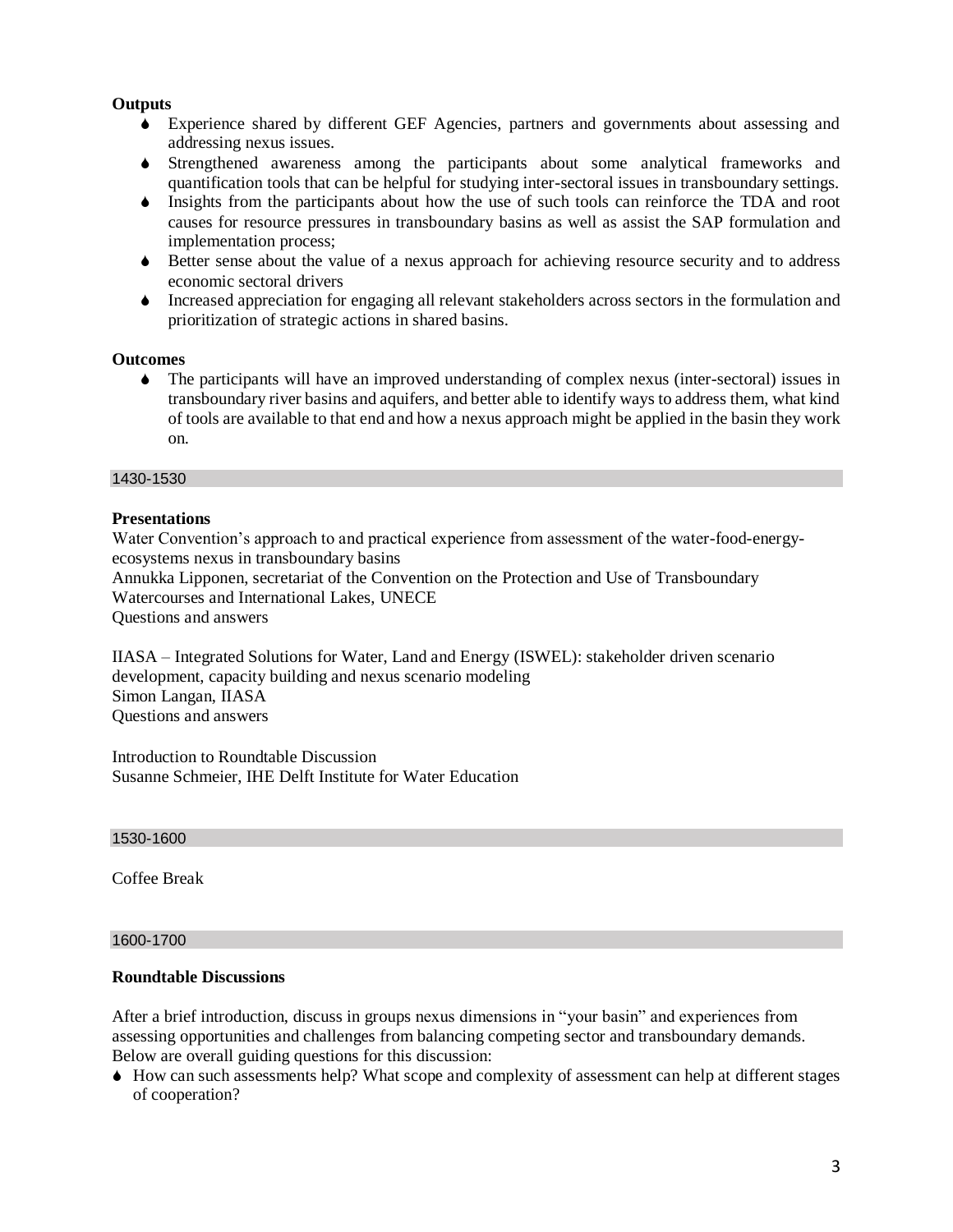**Outputs**

- Experience shared by different GEF Agencies, partners and governments about assessing and addressing nexus issues.
- Strengthened awareness among the participants about some analytical frameworks and quantification tools that can be helpful for studying inter-sectoral issues in transboundary settings.
- Insights from the participants about how the use of such tools can reinforce the TDA and root causes for resource pressures in transboundary basins as well as assist the SAP formulation and implementation process;
- Better sense about the value of a nexus approach for achieving resource security and to address economic sectoral drivers
- Increased appreciation for engaging all relevant stakeholders across sectors in the formulation and prioritization of strategic actions in shared basins.

**Outcomes**

- The participants will have an improved understanding of complex nexus (inter-sectoral) issues in transboundary river basins and aquifers, and better able to identify ways to address them, what kind of tools are available to that end and how a nexus approach might be applied in the basin they work on.

1430-1530

**Presentations**

Water Convention's approach to and practical experience from assessment of the water-food-energy-ecosystems nexus in transboundary basins
Annukka Lipponen, secretariat of the Convention on the Protection and Use of Transboundary Watercourses and International Lakes, UNECE
Questions and answers

IIASA – Integrated Solutions for Water, Land and Energy (ISWEL): stakeholder driven scenario development, capacity building and nexus scenario modeling
Simon Langan, IIASA
Questions and answers

Introduction to Roundtable Discussion
Susanne Schmeier, IHE Delft Institute for Water Education

1530-1600

Coffee Break

1600-1700

**Roundtable Discussions**

After a brief introduction, discuss in groups nexus dimensions in "your basin" and experiences from assessing opportunities and challenges from balancing competing sector and transboundary demands. Below are overall guiding questions for this discussion:

- How can such assessments help? What scope and complexity of assessment can help at different stages of cooperation?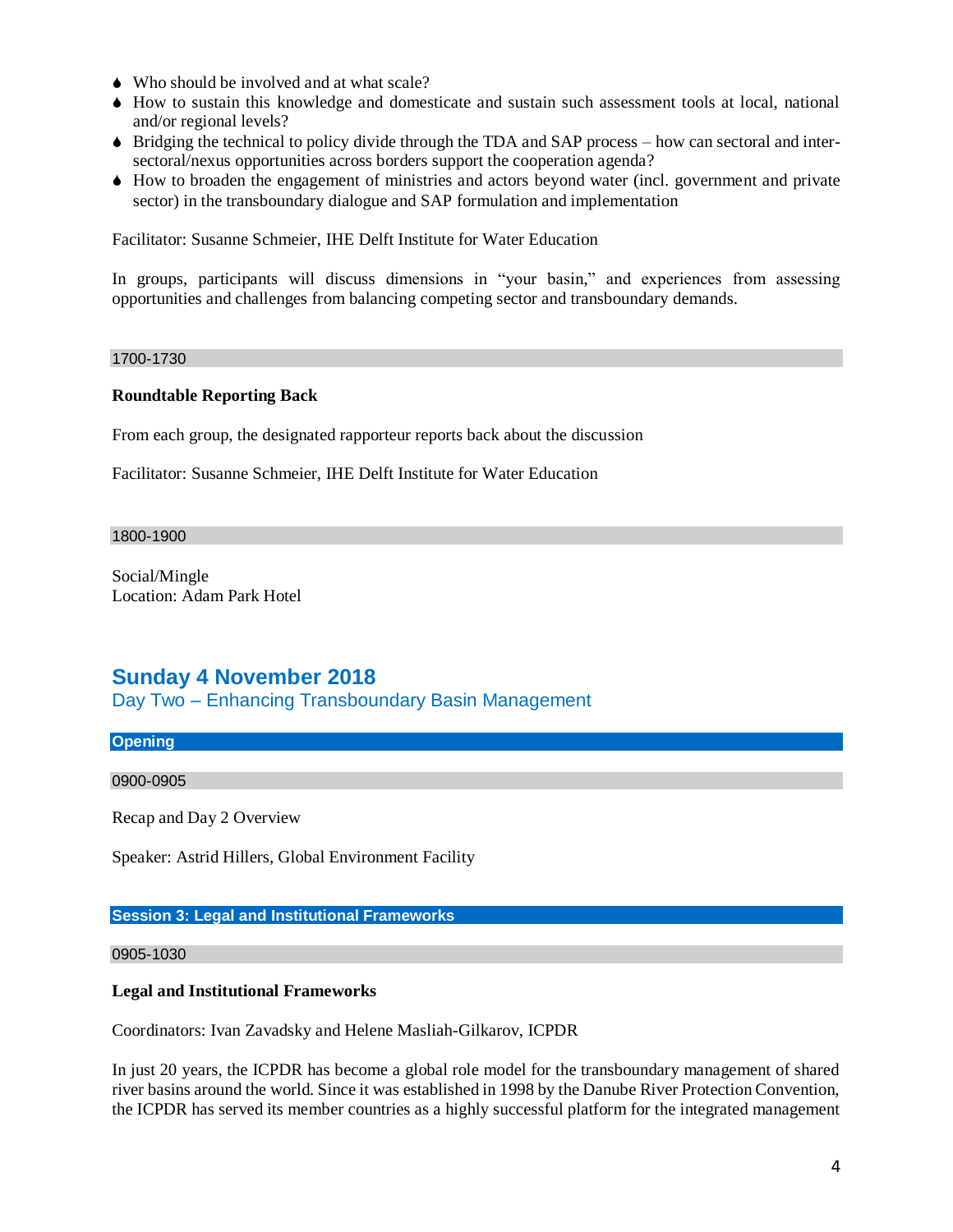- Who should be involved and at what scale?
- How to sustain this knowledge and domesticate and sustain such assessment tools at local, national and/or regional levels?
- Bridging the technical to policy divide through the TDA and SAP process – how can sectoral and inter-sectoral/nexus opportunities across borders support the cooperation agenda?
- How to broaden the engagement of ministries and actors beyond water (incl. government and private sector) in the transboundary dialogue and SAP formulation and implementation

Facilitator: Susanne Schmeier, IHE Delft Institute for Water Education

In groups, participants will discuss dimensions in "your basin," and experiences from assessing opportunities and challenges from balancing competing sector and transboundary demands.

1700-1730

**Roundtable Reporting Back**

From each group, the designated rapporteur reports back about the discussion

Facilitator: Susanne Schmeier, IHE Delft Institute for Water Education

1800-1900

Social/Mingle
Location: Adam Park Hotel

## Sunday 4 November 2018

### Day Two – Enhancing Transboundary Basin Management

**Opening**

0900-0905

Recap and Day 2 Overview

Speaker: Astrid Hillers, Global Environment Facility

**Session 3: Legal and Institutional Frameworks**

0905-1030

**Legal and Institutional Frameworks**

Coordinators: Ivan Zavadsky and Helene Masliah-Gilkarov, ICPDR

In just 20 years, the ICPDR has become a global role model for the transboundary management of shared river basins around the world. Since it was established in 1998 by the Danube River Protection Convention, the ICPDR has served its member countries as a highly successful platform for the integrated management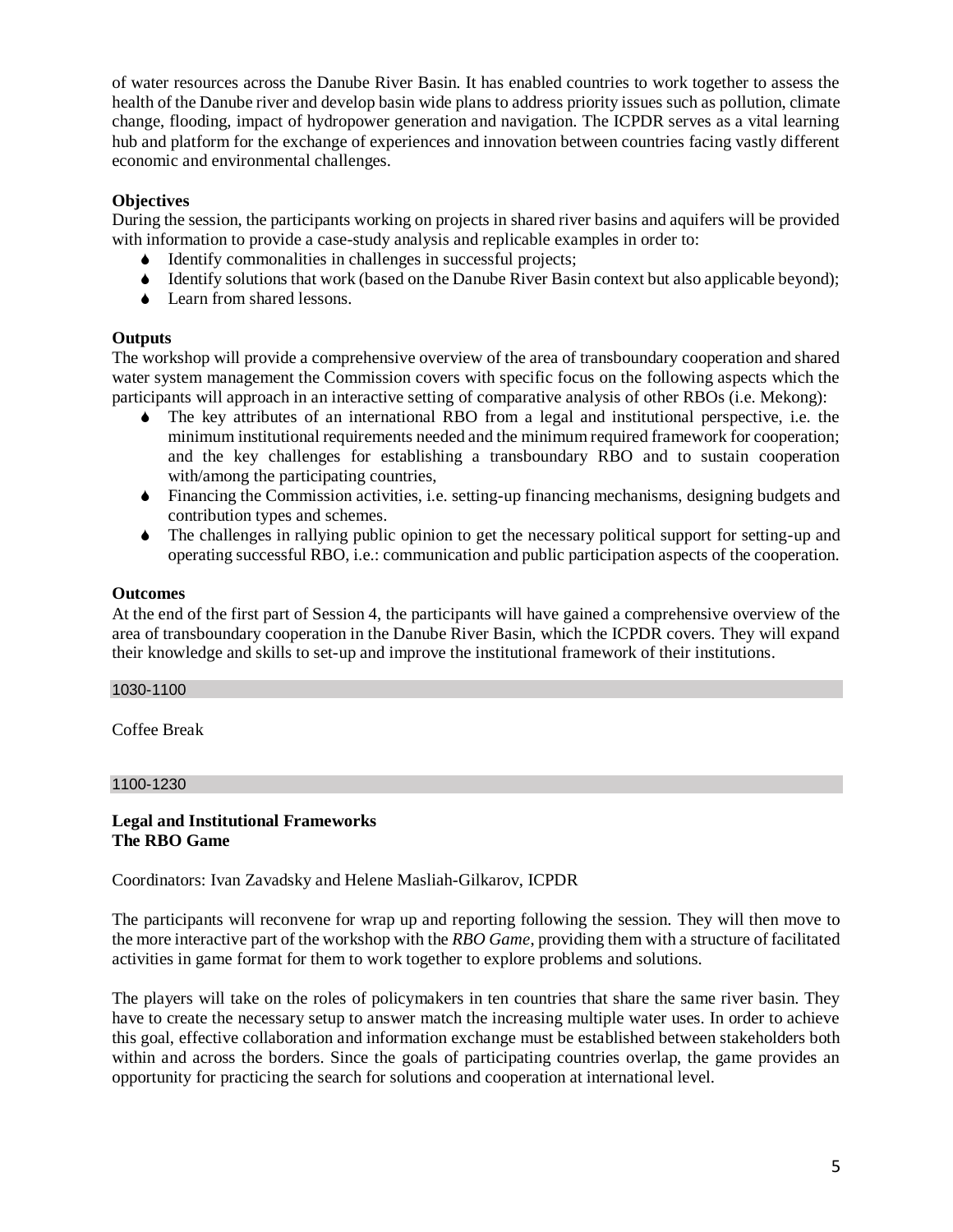of water resources across the Danube River Basin. It has enabled countries to work together to assess the health of the Danube river and develop basin wide plans to address priority issues such as pollution, climate change, flooding, impact of hydropower generation and navigation. The ICPDR serves as a vital learning hub and platform for the exchange of experiences and innovation between countries facing vastly different economic and environmental challenges.

**Objectives**

During the session, the participants working on projects in shared river basins and aquifers will be provided with information to provide a case-study analysis and replicable examples in order to:

- Identify commonalities in challenges in successful projects;
- Identify solutions that work (based on the Danube River Basin context but also applicable beyond);
- Learn from shared lessons.

**Outputs**

The workshop will provide a comprehensive overview of the area of transboundary cooperation and shared water system management the Commission covers with specific focus on the following aspects which the participants will approach in an interactive setting of comparative analysis of other RBOs (i.e. Mekong):

- The key attributes of an international RBO from a legal and institutional perspective, i.e. the minimum institutional requirements needed and the minimum required framework for cooperation; and the key challenges for establishing a transboundary RBO and to sustain cooperation with/among the participating countries,
- Financing the Commission activities, i.e. setting-up financing mechanisms, designing budgets and contribution types and schemes.
- The challenges in rallying public opinion to get the necessary political support for setting-up and operating successful RBO, i.e.: communication and public participation aspects of the cooperation.

**Outcomes**

At the end of the first part of Session 4, the participants will have gained a comprehensive overview of the area of transboundary cooperation in the Danube River Basin, which the ICPDR covers. They will expand their knowledge and skills to set-up and improve the institutional framework of their institutions.

1030-1100

Coffee Break

1100-1230

**Legal and Institutional Frameworks**
**The RBO Game**

Coordinators: Ivan Zavadsky and Helene Masliah-Gilkarov, ICPDR

The participants will reconvene for wrap up and reporting following the session. They will then move to the more interactive part of the workshop with the *RBO Game*, providing them with a structure of facilitated activities in game format for them to work together to explore problems and solutions.

The players will take on the roles of policymakers in ten countries that share the same river basin. They have to create the necessary setup to answer match the increasing multiple water uses. In order to achieve this goal, effective collaboration and information exchange must be established between stakeholders both within and across the borders. Since the goals of participating countries overlap, the game provides an opportunity for practicing the search for solutions and cooperation at international level.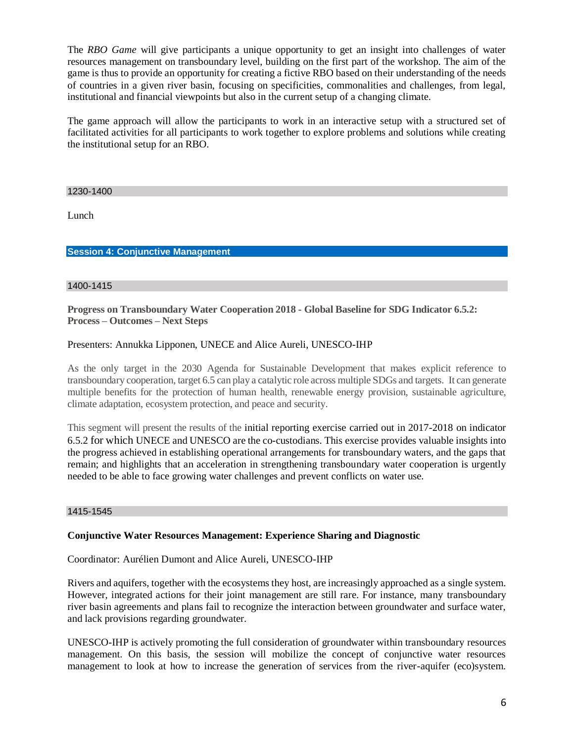The *RBO Game* will give participants a unique opportunity to get an insight into challenges of water resources management on transboundary level, building on the first part of the workshop. The aim of the game is thus to provide an opportunity for creating a fictive RBO based on their understanding of the needs of countries in a given river basin, focusing on specificities, commonalities and challenges, from legal, institutional and financial viewpoints but also in the current setup of a changing climate.

The game approach will allow the participants to work in an interactive setup with a structured set of facilitated activities for all participants to work together to explore problems and solutions while creating the institutional setup for an RBO.

1230-1400

Lunch

## Session 4: Conjunctive Management

1400-1415

**Progress on Transboundary Water Cooperation 2018 - Global Baseline for SDG Indicator 6.5.2: Process – Outcomes – Next Steps**

Presenters: Annukka Lipponen, UNECE and Alice Aureli, UNESCO-IHP

As the only target in the 2030 Agenda for Sustainable Development that makes explicit reference to transboundary cooperation, target 6.5 can play a catalytic role across multiple SDGs and targets. It can generate multiple benefits for the protection of human health, renewable energy provision, sustainable agriculture, climate adaptation, ecosystem protection, and peace and security.

This segment will present the results of the initial reporting exercise carried out in 2017-2018 on indicator 6.5.2 for which UNECE and UNESCO are the co-custodians. This exercise provides valuable insights into the progress achieved in establishing operational arrangements for transboundary waters, and the gaps that remain; and highlights that an acceleration in strengthening transboundary water cooperation is urgently needed to be able to face growing water challenges and prevent conflicts on water use.

1415-1545

**Conjunctive Water Resources Management: Experience Sharing and Diagnostic**

Coordinator: Aurélien Dumont and Alice Aureli, UNESCO-IHP

Rivers and aquifers, together with the ecosystems they host, are increasingly approached as a single system. However, integrated actions for their joint management are still rare. For instance, many transboundary river basin agreements and plans fail to recognize the interaction between groundwater and surface water, and lack provisions regarding groundwater.

UNESCO-IHP is actively promoting the full consideration of groundwater within transboundary resources management. On this basis, the session will mobilize the concept of conjunctive water resources management to look at how to increase the generation of services from the river-aquifer (eco)system.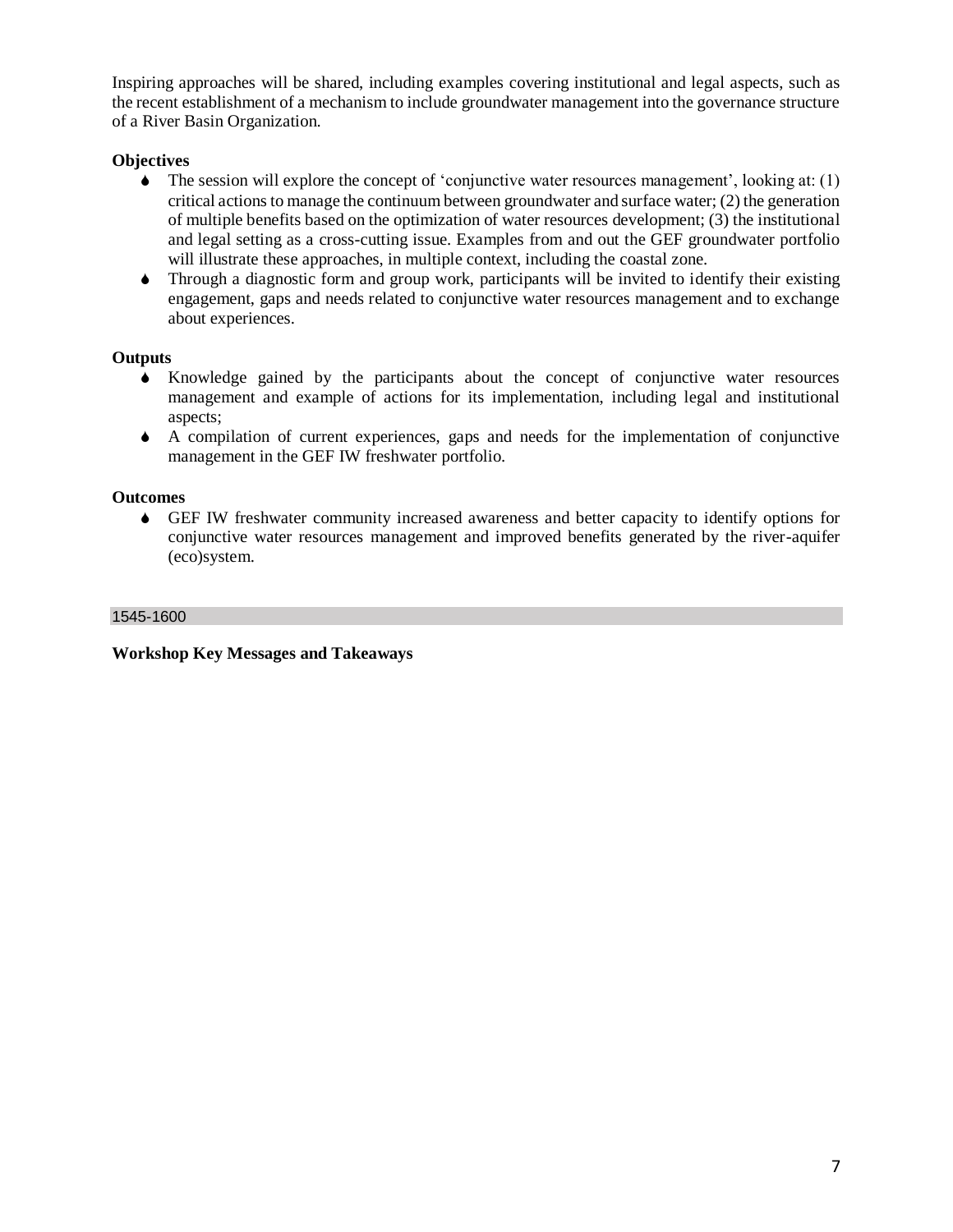Inspiring approaches will be shared, including examples covering institutional and legal aspects, such as the recent establishment of a mechanism to include groundwater management into the governance structure of a River Basin Organization.

**Objectives**

- The session will explore the concept of 'conjunctive water resources management', looking at: (1) critical actions to manage the continuum between groundwater and surface water; (2) the generation of multiple benefits based on the optimization of water resources development; (3) the institutional and legal setting as a cross-cutting issue. Examples from and out the GEF groundwater portfolio will illustrate these approaches, in multiple context, including the coastal zone.
- Through a diagnostic form and group work, participants will be invited to identify their existing engagement, gaps and needs related to conjunctive water resources management and to exchange about experiences.

**Outputs**

- Knowledge gained by the participants about the concept of conjunctive water resources management and example of actions for its implementation, including legal and institutional aspects;
- A compilation of current experiences, gaps and needs for the implementation of conjunctive management in the GEF IW freshwater portfolio.

**Outcomes**

- GEF IW freshwater community increased awareness and better capacity to identify options for conjunctive water resources management and improved benefits generated by the river-aquifer (eco)system.

1545-1600

**Workshop Key Messages and Takeaways**